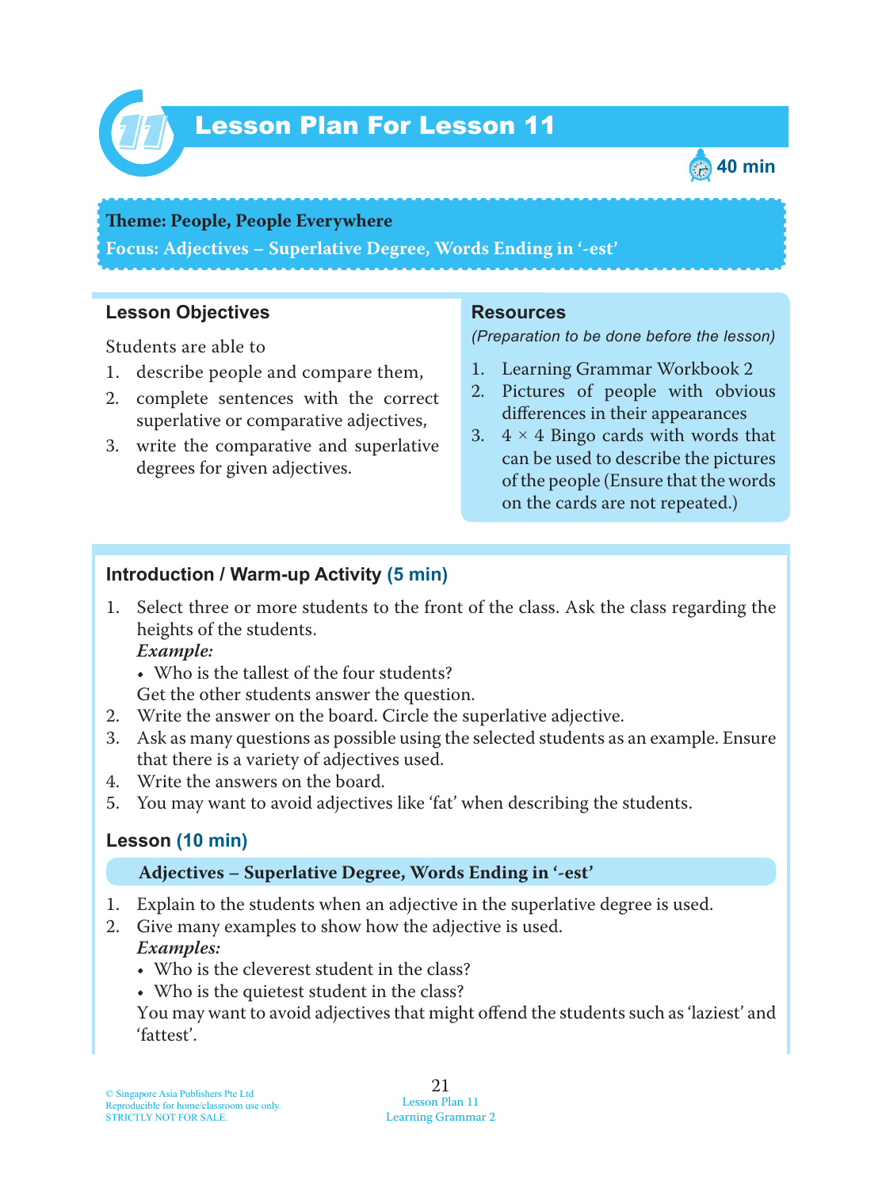# Lesson Plan For Lesson 11

40 min

**Theme: People, People Everywhere**

**Focus: Adjectives – Superlative Degree, Words Ending in '-est'**

## Lesson Objectives

Students are able to

1. describe people and compare them,
2. complete sentences with the correct superlative or comparative adjectives,
3. write the comparative and superlative degrees for given adjectives.

## Resources

*(Preparation to be done before the lesson)*

1. Learning Grammar Workbook 2
2. Pictures of people with obvious differences in their appearances
3. 4 × 4 Bingo cards with words that can be used to describe the pictures of the people (Ensure that the words on the cards are not repeated.)

## Introduction / Warm-up Activity (5 min)

1. Select three or more students to the front of the class. Ask the class regarding the heights of the students.
   *Example:*
   - Who is the tallest of the four students?

   Get the other students answer the question.
2. Write the answer on the board. Circle the superlative adjective.
3. Ask as many questions as possible using the selected students as an example. Ensure that there is a variety of adjectives used.
4. Write the answers on the board.
5. You may want to avoid adjectives like 'fat' when describing the students.

## Lesson (10 min)

**Adjectives – Superlative Degree, Words Ending in '-est'**

1. Explain to the students when an adjective in the superlative degree is used.
2. Give many examples to show how the adjective is used.
   *Examples:*
   - Who is the cleverest student in the class?
   - Who is the quietest student in the class?

   You may want to avoid adjectives that might offend the students such as 'laziest' and 'fattest'.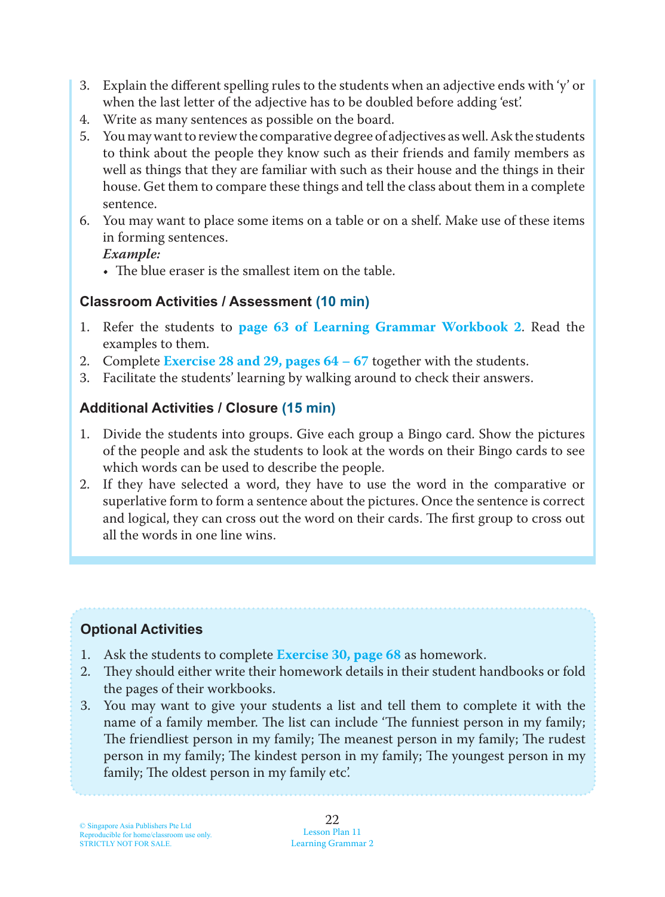3. Explain the different spelling rules to the students when an adjective ends with 'y' or when the last letter of the adjective has to be doubled before adding 'est'.
4. Write as many sentences as possible on the board.
5. You may want to review the comparative degree of adjectives as well. Ask the students to think about the people they know such as their friends and family members as well as things that they are familiar with such as their house and the things in their house. Get them to compare these things and tell the class about them in a complete sentence.
6. You may want to place some items on a table or on a shelf. Make use of these items in forming sentences.
   ***Example:***
   - The blue eraser is the smallest item on the table.

### Classroom Activities / Assessment (10 min)

1. Refer the students to **page 63 of Learning Grammar Workbook 2**. Read the examples to them.
2. Complete **Exercise 28 and 29, pages 64 – 67** together with the students.
3. Facilitate the students' learning by walking around to check their answers.

### Additional Activities / Closure (15 min)

1. Divide the students into groups. Give each group a Bingo card. Show the pictures of the people and ask the students to look at the words on their Bingo cards to see which words can be used to describe the people.
2. If they have selected a word, they have to use the word in the comparative or superlative form to form a sentence about the pictures. Once the sentence is correct and logical, they can cross out the word on their cards. The first group to cross out all the words in one line wins.

### Optional Activities

1. Ask the students to complete **Exercise 30, page 68** as homework.
2. They should either write their homework details in their student handbooks or fold the pages of their workbooks.
3. You may want to give your students a list and tell them to complete it with the name of a family member. The list can include 'The funniest person in my family; The friendliest person in my family; The meanest person in my family; The rudest person in my family; The kindest person in my family; The youngest person in my family; The oldest person in my family etc.'

© Singapore Asia Publishers Pte Ltd
Reproducible for home/classroom use only.
STRICTLY NOT FOR SALE.

Lesson Plan 11
Learning Grammar 2